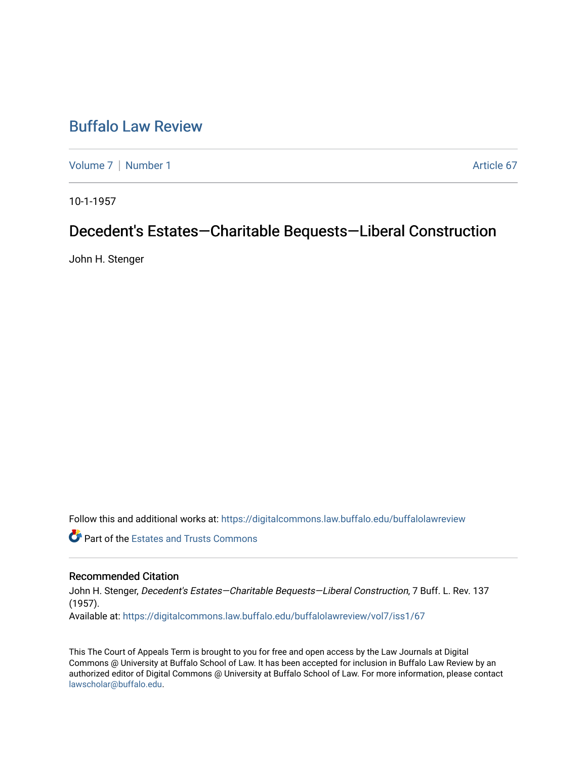# Buffalo Law Review

Volume 7 | Number 1 | Article 67

10-1-1957

## Decedent's Estates—Charitable Bequests—Liberal Construction

John H. Stenger

Follow this and additional works at: https://digitalcommons.law.buffalo.edu/buffalolawreview

Part of the Estates and Trusts Commons

### Recommended Citation

John H. Stenger, *Decedent's Estates—Charitable Bequests—Liberal Construction*, 7 Buff. L. Rev. 137 (1957).

Available at: https://digitalcommons.law.buffalo.edu/buffalolawreview/vol7/iss1/67

This The Court of Appeals Term is brought to you for free and open access by the Law Journals at Digital Commons @ University at Buffalo School of Law. It has been accepted for inclusion in Buffalo Law Review by an authorized editor of Digital Commons @ University at Buffalo School of Law. For more information, please contact lawscholar@buffalo.edu.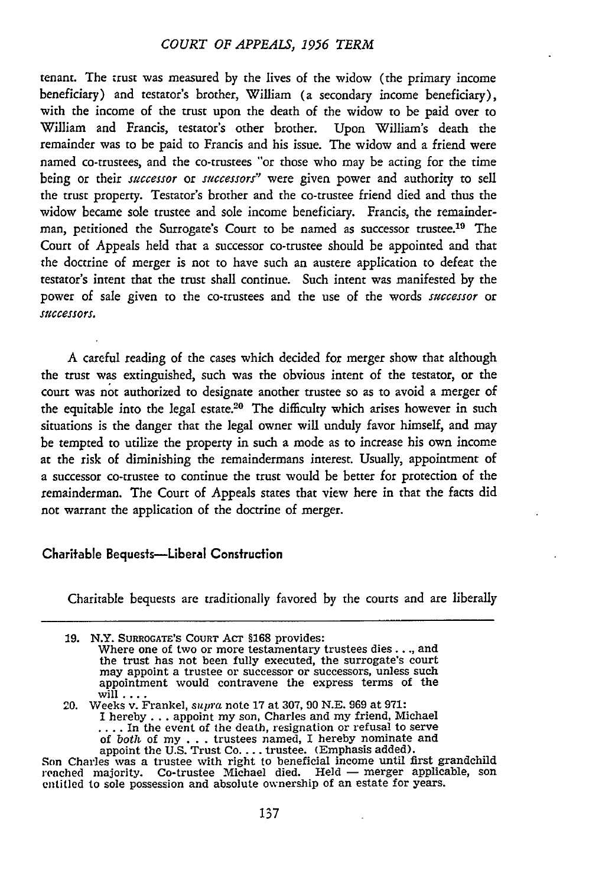tenant. The trust was measured by the lives of the widow (the primary income beneficiary) and testator's brother, William (a secondary income beneficiary), with the income of the trust upon the death of the widow to be paid over to William and Francis, testator's other brother. Upon William's death the remainder was to be paid to Francis and his issue. The widow and a friend were named co-trustees, and the co-trustees "or those who may be acting for the time being or their *successor* or *successors*" were given power and authority to sell the trust property. Testator's brother and the co-trustee friend died and thus the widow became sole trustee and sole income beneficiary. Francis, the remainderman, petitioned the Surrogate's Court to be named as successor trustee.[19] The Court of Appeals held that a successor co-trustee should be appointed and that the doctrine of merger is not to have such an austere application to defeat the testator's intent that the trust shall continue. Such intent was manifested by the power of sale given to the co-trustees and the use of the words *successor* or *successors.*

A careful reading of the cases which decided for merger show that although the trust was extinguished, such was the obvious intent of the testator, or the court was not authorized to designate another trustee so as to avoid a merger of the equitable into the legal estate.[20] The difficulty which arises however in such situations is the danger that the legal owner will unduly favor himself, and may be tempted to utilize the property in such a mode as to increase his own income at the risk of diminishing the remaindermans interest. Usually, appointment of a successor co-trustee to continue the trust would be better for protection of the remainderman. The Court of Appeals states that view here in that the facts did not warrant the application of the doctrine of merger.

### Charitable Bequests—Liberal Construction

Charitable bequests are traditionally favored by the courts and are liberally

---

19. N.Y. SURROGATE'S COURT ACT §168 provides:
    Where one of two or more testamentary trustees dies . . ., and the trust has not been fully executed, the surrogate's court may appoint a trustee or successor or successors, unless such appointment would contravene the express terms of the will . . . .

20. Weeks v. Frankel, *supra* note 17 at 307, 90 N.E. 969 at 971:
    I hereby . . . appoint my son, Charles and my friend, Michael . . . . In the event of the death, resignation or refusal to serve of *both* of my . . . trustees named, I hereby nominate and appoint the U.S. Trust Co. . . . trustee. (Emphasis added).

Son Charles was a trustee with right to beneficial income until first grandchild reached majority. Co-trustee Michael died. Held — merger applicable, son entitled to sole possession and absolute ownership of an estate for years.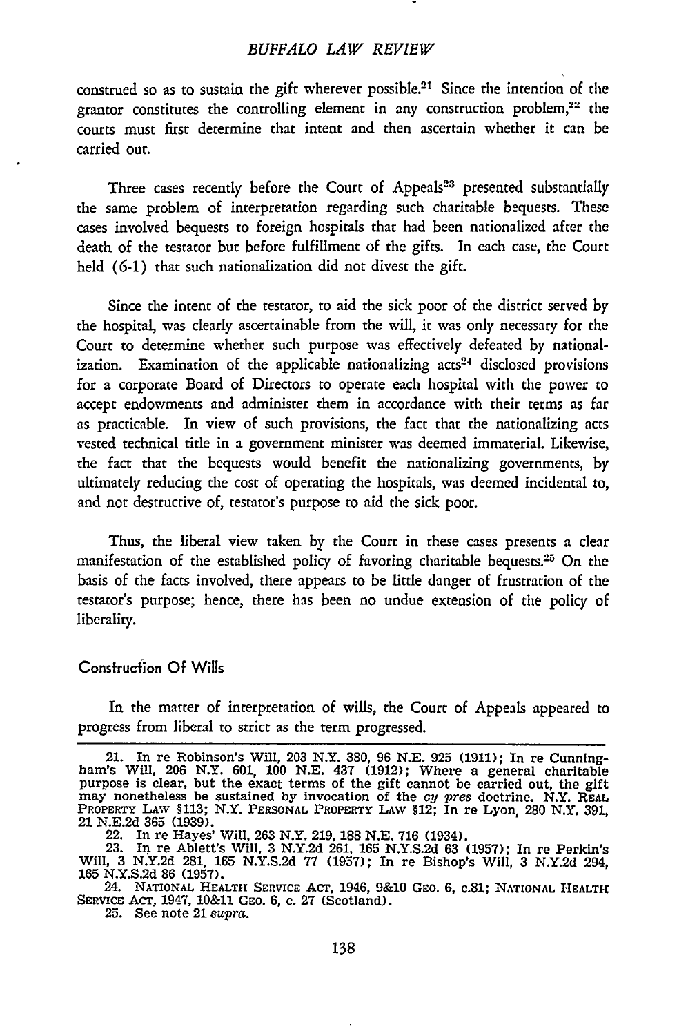construed so as to sustain the gift wherever possible.[21] Since the intention of the grantor constitutes the controlling element in any construction problem,[22] the courts must first determine that intent and then ascertain whether it can be carried out.

Three cases recently before the Court of Appeals[23] presented substantially the same problem of interpretation regarding such charitable bequests. These cases involved bequests to foreign hospitals that had been nationalized after the death of the testator but before fulfillment of the gifts. In each case, the Court held (6-1) that such nationalization did not divest the gift.

Since the intent of the testator, to aid the sick poor of the district served by the hospital, was clearly ascertainable from the will, it was only necessary for the Court to determine whether such purpose was effectively defeated by nationalization. Examination of the applicable nationalizing acts[24] disclosed provisions for a corporate Board of Directors to operate each hospital with the power to accept endowments and administer them in accordance with their terms as far as practicable. In view of such provisions, the fact that the nationalizing acts vested technical title in a government minister was deemed immaterial. Likewise, the fact that the bequests would benefit the nationalizing governments, by ultimately reducing the cost of operating the hospitals, was deemed incidental to, and not destructive of, testator's purpose to aid the sick poor.

Thus, the liberal view taken by the Court in these cases presents a clear manifestation of the established policy of favoring charitable bequests.[25] On the basis of the facts involved, there appears to be little danger of frustration of the testator's purpose; hence, there has been no undue extension of the policy of liberality.

### Construction Of Wills

In the matter of interpretation of wills, the Court of Appeals appeared to progress from liberal to strict as the term progressed.

---

21. In re Robinson's Will, 203 N.Y. 380, 96 N.E. 925 (1911); In re Cunningham's Will, 206 N.Y. 601, 100 N.E. 437 (1912); Where a general charitable purpose is clear, but the exact terms of the gift cannot be carried out, the gift may nonetheless be sustained by invocation of the *cy pres* doctrine. N.Y. REAL PROPERTY LAW §113; N.Y. PERSONAL PROPERTY LAW §12; In re Lyon, 280 N.Y. 391, 21 N.E.2d 365 (1939).

22. In re Hayes' Will, 263 N.Y. 219, 188 N.E. 716 (1934).

23. In re Ablett's Will, 3 N.Y.2d 261, 165 N.Y.S.2d 63 (1957); In re Perkin's Will, 3 N.Y.2d 281, 165 N.Y.S.2d 77 (1957); In re Bishop's Will, 3 N.Y.2d 294, 165 N.Y.S.2d 86 (1957).

24. NATIONAL HEALTH SERVICE ACT, 1946, 9&10 GEO. 6, c.81; NATIONAL HEALTH SERVICE ACT, 1947, 10&11 GEO. 6, c. 27 (Scotland).

25. See note 21 *supra*.